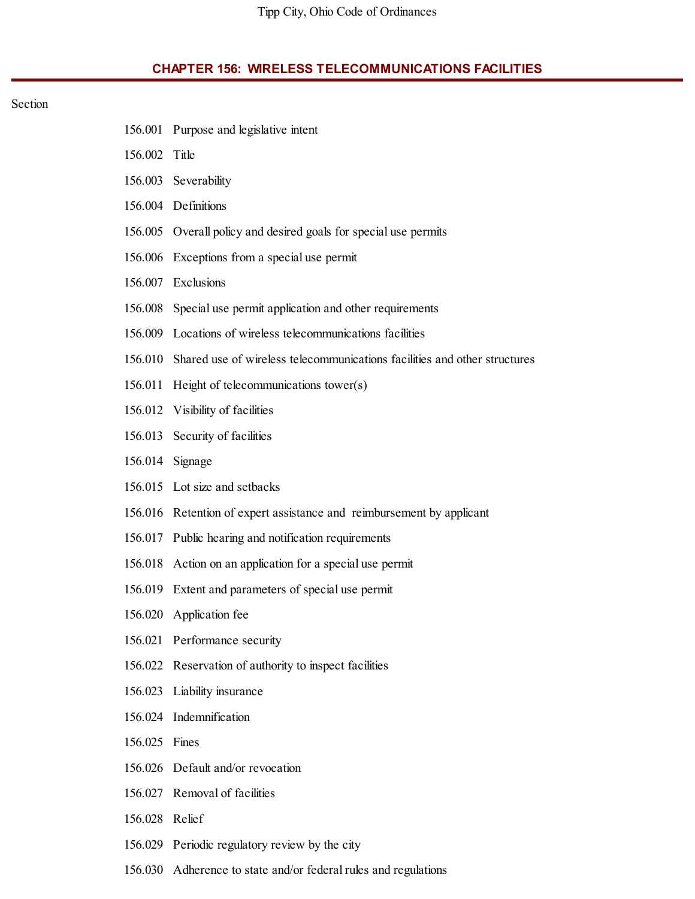# CHAPTER 156: WIRELESS TELECOMMUNICATIONS FACILITIES

Section

156.001 Purpose and legislative intent

156.002 Title

156.003 Severability

156.004 Definitions

156.005 Overall policy and desired goals for special use permits

156.006 Exceptions from a special use permit

156.007 Exclusions

156.008 Special use permit application and other requirements

156.009 Locations of wireless telecommunications facilities

156.010 Shared use of wireless telecommunications facilities and other structures

156.011 Height of telecommunications tower(s)

156.012 Visibility of facilities

156.013 Security of facilities

156.014 Signage

156.015 Lot size and setbacks

156.016 Retention of expert assistance and reimbursement by applicant

156.017 Public hearing and notification requirements

156.018 Action on an application for a special use permit

156.019 Extent and parameters of special use permit

156.020 Application fee

156.021 Performance security

156.022 Reservation of authority to inspect facilities

156.023 Liability insurance

156.024 Indemnification

156.025 Fines

156.026 Default and/or revocation

156.027 Removal of facilities

156.028 Relief

156.029 Periodic regulatory review by the city

156.030 Adherence to state and/or federal rules and regulations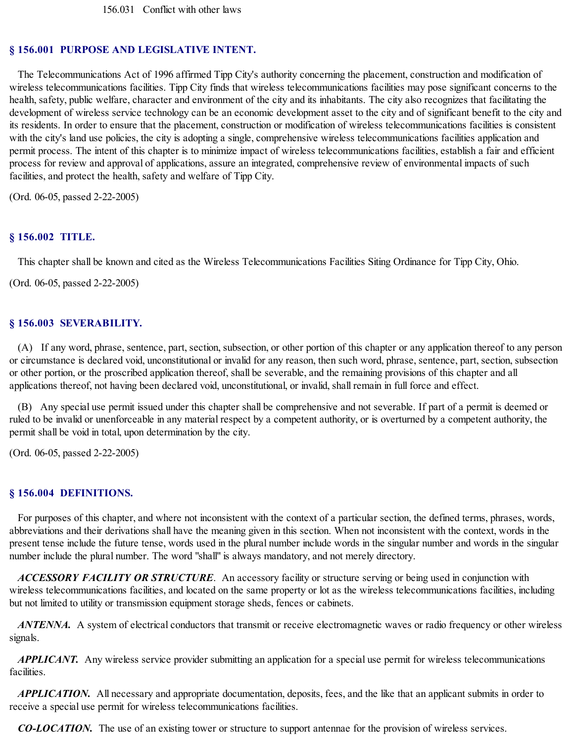156.031 Conflict with other laws

## § 156.001 PURPOSE AND LEGISLATIVE INTENT.

The Telecommunications Act of 1996 affirmed Tipp City's authority concerning the placement, construction and modification of wireless telecommunications facilities. Tipp City finds that wireless telecommunications facilities may pose significant concerns to the health, safety, public welfare, character and environment of the city and its inhabitants. The city also recognizes that facilitating the development of wireless service technology can be an economic development asset to the city and of significant benefit to the city and its residents. In order to ensure that the placement, construction or modification of wireless telecommunications facilities is consistent with the city's land use policies, the city is adopting a single, comprehensive wireless telecommunications facilities application and permit process. The intent of this chapter is to minimize impact of wireless telecommunications facilities, establish a fair and efficient process for review and approval of applications, assure an integrated, comprehensive review of environmental impacts of such facilities, and protect the health, safety and welfare of Tipp City.

(Ord. 06-05, passed 2-22-2005)

## § 156.002 TITLE.

This chapter shall be known and cited as the Wireless Telecommunications Facilities Siting Ordinance for Tipp City, Ohio.

(Ord. 06-05, passed 2-22-2005)

## § 156.003 SEVERABILITY.

(A) If any word, phrase, sentence, part, section, subsection, or other portion of this chapter or any application thereof to any person or circumstance is declared void, unconstitutional or invalid for any reason, then such word, phrase, sentence, part, section, subsection or other portion, or the proscribed application thereof, shall be severable, and the remaining provisions of this chapter and all applications thereof, not having been declared void, unconstitutional, or invalid, shall remain in full force and effect.

(B) Any special use permit issued under this chapter shall be comprehensive and not severable. If part of a permit is deemed or ruled to be invalid or unenforceable in any material respect by a competent authority, or is overturned by a competent authority, the permit shall be void in total, upon determination by the city.

(Ord. 06-05, passed 2-22-2005)

## § 156.004 DEFINITIONS.

For purposes of this chapter, and where not inconsistent with the context of a particular section, the defined terms, phrases, words, abbreviations and their derivations shall have the meaning given in this section. When not inconsistent with the context, words in the present tense include the future tense, words used in the plural number include words in the singular number and words in the singular number include the plural number. The word "shall" is always mandatory, and not merely directory.

***ACCESSORY FACILITY OR STRUCTURE***. An accessory facility or structure serving or being used in conjunction with wireless telecommunications facilities, and located on the same property or lot as the wireless telecommunications facilities, including but not limited to utility or transmission equipment storage sheds, fences or cabinets.

***ANTENNA.*** A system of electrical conductors that transmit or receive electromagnetic waves or radio frequency or other wireless signals.

***APPLICANT.*** Any wireless service provider submitting an application for a special use permit for wireless telecommunications facilities.

***APPLICATION.*** All necessary and appropriate documentation, deposits, fees, and the like that an applicant submits in order to receive a special use permit for wireless telecommunications facilities.

***CO-LOCATION.*** The use of an existing tower or structure to support antennae for the provision of wireless services.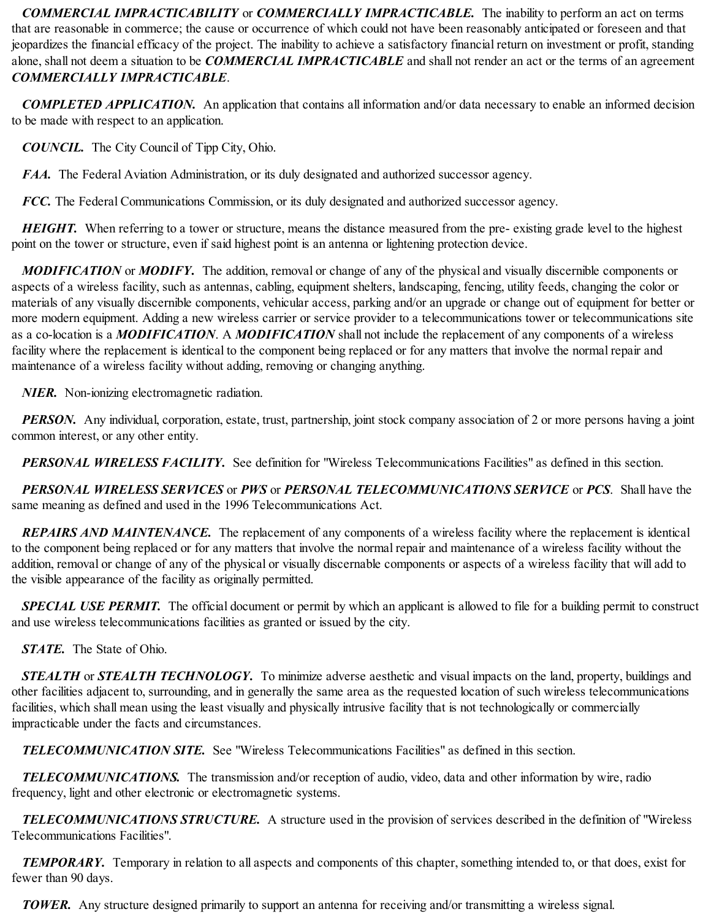***COMMERCIAL IMPRACTICABILITY*** or ***COMMERCIALLY IMPRACTICABLE.*** The inability to perform an act on terms that are reasonable in commerce; the cause or occurrence of which could not have been reasonably anticipated or foreseen and that jeopardizes the financial efficacy of the project. The inability to achieve a satisfactory financial return on investment or profit, standing alone, shall not deem a situation to be ***COMMERCIAL IMPRACTICABLE*** and shall not render an act or the terms of an agreement ***COMMERCIALLY IMPRACTICABLE***.

***COMPLETED APPLICATION.*** An application that contains all information and/or data necessary to enable an informed decision to be made with respect to an application.

***COUNCIL.*** The City Council of Tipp City, Ohio.

***FAA.*** The Federal Aviation Administration, or its duly designated and authorized successor agency.

***FCC.*** The Federal Communications Commission, or its duly designated and authorized successor agency.

***HEIGHT.*** When referring to a tower or structure, means the distance measured from the pre- existing grade level to the highest point on the tower or structure, even if said highest point is an antenna or lightening protection device.

***MODIFICATION*** or ***MODIFY.*** The addition, removal or change of any of the physical and visually discernible components or aspects of a wireless facility, such as antennas, cabling, equipment shelters, landscaping, fencing, utility feeds, changing the color or materials of any visually discernible components, vehicular access, parking and/or an upgrade or change out of equipment for better or more modern equipment. Adding a new wireless carrier or service provider to a telecommunications tower or telecommunications site as a co-location is a ***MODIFICATION***. A ***MODIFICATION*** shall not include the replacement of any components of a wireless facility where the replacement is identical to the component being replaced or for any matters that involve the normal repair and maintenance of a wireless facility without adding, removing or changing anything.

***NIER.*** Non-ionizing electromagnetic radiation.

***PERSON.*** Any individual, corporation, estate, trust, partnership, joint stock company association of 2 or more persons having a joint common interest, or any other entity.

***PERSONAL WIRELESS FACILITY.*** See definition for "Wireless Telecommunications Facilities" as defined in this section.

***PERSONAL WIRELESS SERVICES*** or ***PWS*** or ***PERSONAL TELECOMMUNICATIONS SERVICE*** or ***PCS***. Shall have the same meaning as defined and used in the 1996 Telecommunications Act.

***REPAIRS AND MAINTENANCE.*** The replacement of any components of a wireless facility where the replacement is identical to the component being replaced or for any matters that involve the normal repair and maintenance of a wireless facility without the addition, removal or change of any of the physical or visually discernable components or aspects of a wireless facility that will add to the visible appearance of the facility as originally permitted.

***SPECIAL USE PERMIT.*** The official document or permit by which an applicant is allowed to file for a building permit to construct and use wireless telecommunications facilities as granted or issued by the city.

***STATE.*** The State of Ohio.

***STEALTH*** or ***STEALTH TECHNOLOGY.*** To minimize adverse aesthetic and visual impacts on the land, property, buildings and other facilities adjacent to, surrounding, and in generally the same area as the requested location of such wireless telecommunications facilities, which shall mean using the least visually and physically intrusive facility that is not technologically or commercially impracticable under the facts and circumstances.

***TELECOMMUNICATION SITE.*** See "Wireless Telecommunications Facilities" as defined in this section.

***TELECOMMUNICATIONS.*** The transmission and/or reception of audio, video, data and other information by wire, radio frequency, light and other electronic or electromagnetic systems.

***TELECOMMUNICATIONS STRUCTURE.*** A structure used in the provision of services described in the definition of "Wireless Telecommunications Facilities".

***TEMPORARY.*** Temporary in relation to all aspects and components of this chapter, something intended to, or that does, exist for fewer than 90 days.

***TOWER.*** Any structure designed primarily to support an antenna for receiving and/or transmitting a wireless signal.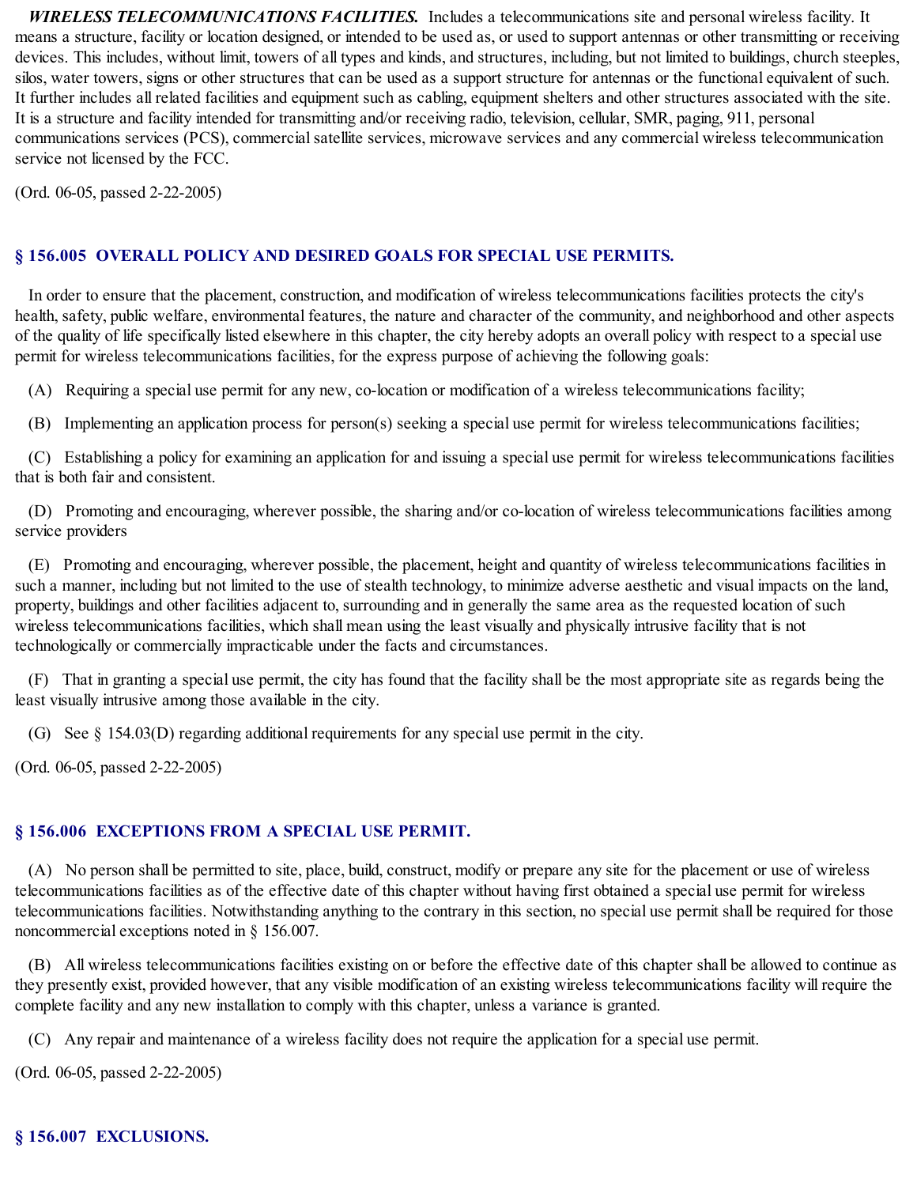***WIRELESS TELECOMMUNICATIONS FACILITIES.*** Includes a telecommunications site and personal wireless facility. It means a structure, facility or location designed, or intended to be used as, or used to support antennas or other transmitting or receiving devices. This includes, without limit, towers of all types and kinds, and structures, including, but not limited to buildings, church steeples, silos, water towers, signs or other structures that can be used as a support structure for antennas or the functional equivalent of such. It further includes all related facilities and equipment such as cabling, equipment shelters and other structures associated with the site. It is a structure and facility intended for transmitting and/or receiving radio, television, cellular, SMR, paging, 911, personal communications services (PCS), commercial satellite services, microwave services and any commercial wireless telecommunication service not licensed by the FCC.

(Ord. 06-05, passed 2-22-2005)

## § 156.005 OVERALL POLICY AND DESIRED GOALS FOR SPECIAL USE PERMITS.

In order to ensure that the placement, construction, and modification of wireless telecommunications facilities protects the city's health, safety, public welfare, environmental features, the nature and character of the community, and neighborhood and other aspects of the quality of life specifically listed elsewhere in this chapter, the city hereby adopts an overall policy with respect to a special use permit for wireless telecommunications facilities, for the express purpose of achieving the following goals:

(A) Requiring a special use permit for any new, co-location or modification of a wireless telecommunications facility;

(B) Implementing an application process for person(s) seeking a special use permit for wireless telecommunications facilities;

(C) Establishing a policy for examining an application for and issuing a special use permit for wireless telecommunications facilities that is both fair and consistent.

(D) Promoting and encouraging, wherever possible, the sharing and/or co-location of wireless telecommunications facilities among service providers

(E) Promoting and encouraging, wherever possible, the placement, height and quantity of wireless telecommunications facilities in such a manner, including but not limited to the use of stealth technology, to minimize adverse aesthetic and visual impacts on the land, property, buildings and other facilities adjacent to, surrounding and in generally the same area as the requested location of such wireless telecommunications facilities, which shall mean using the least visually and physically intrusive facility that is not technologically or commercially impracticable under the facts and circumstances.

(F) That in granting a special use permit, the city has found that the facility shall be the most appropriate site as regards being the least visually intrusive among those available in the city.

(G) See § 154.03(D) regarding additional requirements for any special use permit in the city.

(Ord. 06-05, passed 2-22-2005)

## § 156.006 EXCEPTIONS FROM A SPECIAL USE PERMIT.

(A) No person shall be permitted to site, place, build, construct, modify or prepare any site for the placement or use of wireless telecommunications facilities as of the effective date of this chapter without having first obtained a special use permit for wireless telecommunications facilities. Notwithstanding anything to the contrary in this section, no special use permit shall be required for those noncommercial exceptions noted in § 156.007.

(B) All wireless telecommunications facilities existing on or before the effective date of this chapter shall be allowed to continue as they presently exist, provided however, that any visible modification of an existing wireless telecommunications facility will require the complete facility and any new installation to comply with this chapter, unless a variance is granted.

(C) Any repair and maintenance of a wireless facility does not require the application for a special use permit.

(Ord. 06-05, passed 2-22-2005)

## § 156.007 EXCLUSIONS.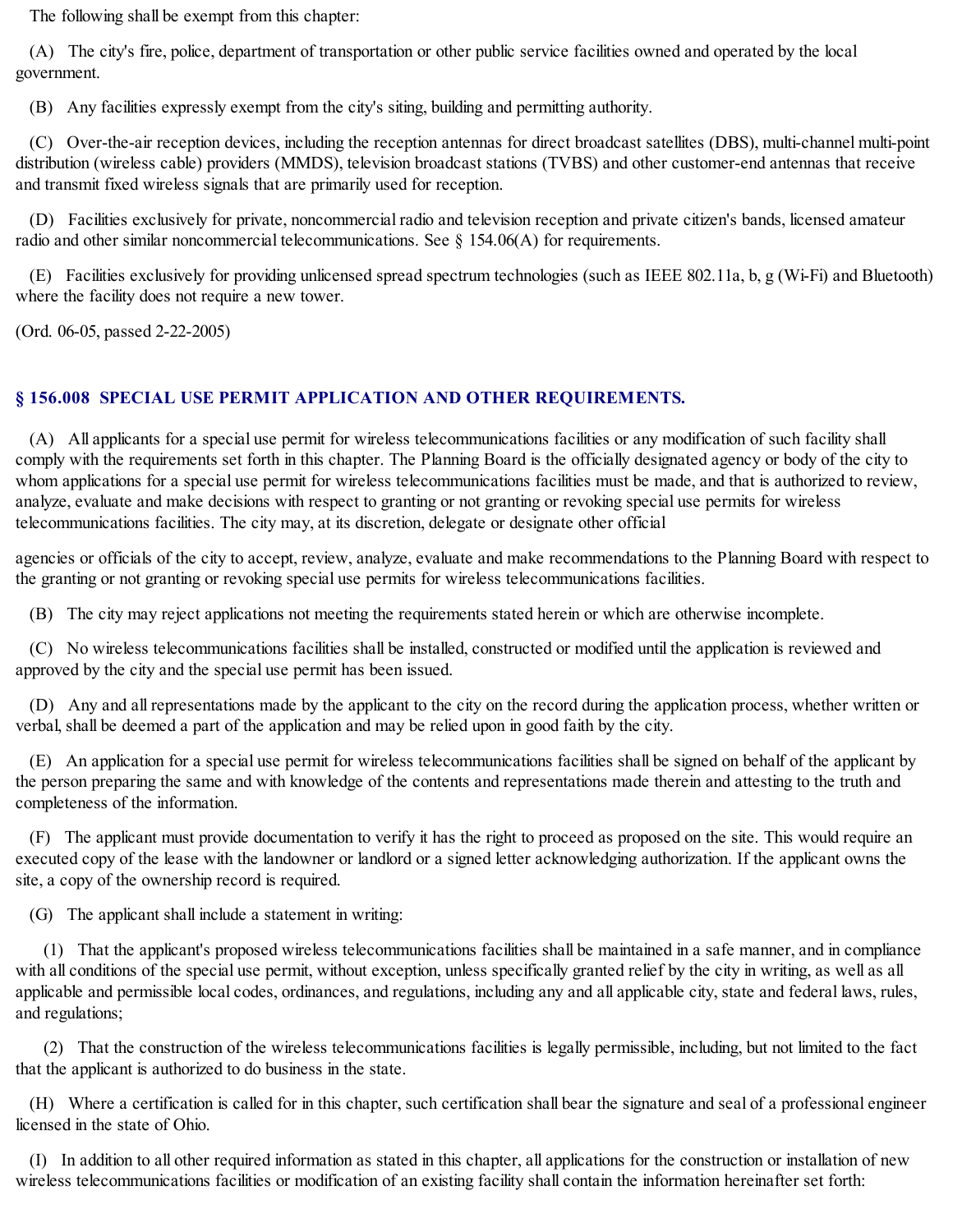The following shall be exempt from this chapter:

(A) The city's fire, police, department of transportation or other public service facilities owned and operated by the local government.

(B) Any facilities expressly exempt from the city's siting, building and permitting authority.

(C) Over-the-air reception devices, including the reception antennas for direct broadcast satellites (DBS), multi-channel multi-point distribution (wireless cable) providers (MMDS), television broadcast stations (TVBS) and other customer-end antennas that receive and transmit fixed wireless signals that are primarily used for reception.

(D) Facilities exclusively for private, noncommercial radio and television reception and private citizen's bands, licensed amateur radio and other similar noncommercial telecommunications. See § 154.06(A) for requirements.

(E) Facilities exclusively for providing unlicensed spread spectrum technologies (such as IEEE 802.11a, b, g (Wi-Fi) and Bluetooth) where the facility does not require a new tower.

(Ord. 06-05, passed 2-22-2005)

## § 156.008 SPECIAL USE PERMIT APPLICATION AND OTHER REQUIREMENTS.

(A) All applicants for a special use permit for wireless telecommunications facilities or any modification of such facility shall comply with the requirements set forth in this chapter. The Planning Board is the officially designated agency or body of the city to whom applications for a special use permit for wireless telecommunications facilities must be made, and that is authorized to review, analyze, evaluate and make decisions with respect to granting or not granting or revoking special use permits for wireless telecommunications facilities. The city may, at its discretion, delegate or designate other official agencies or officials of the city to accept, review, analyze, evaluate and make recommendations to the Planning Board with respect to the granting or not granting or revoking special use permits for wireless telecommunications facilities.

(B) The city may reject applications not meeting the requirements stated herein or which are otherwise incomplete.

(C) No wireless telecommunications facilities shall be installed, constructed or modified until the application is reviewed and approved by the city and the special use permit has been issued.

(D) Any and all representations made by the applicant to the city on the record during the application process, whether written or verbal, shall be deemed a part of the application and may be relied upon in good faith by the city.

(E) An application for a special use permit for wireless telecommunications facilities shall be signed on behalf of the applicant by the person preparing the same and with knowledge of the contents and representations made therein and attesting to the truth and completeness of the information.

(F) The applicant must provide documentation to verify it has the right to proceed as proposed on the site. This would require an executed copy of the lease with the landowner or landlord or a signed letter acknowledging authorization. If the applicant owns the site, a copy of the ownership record is required.

(G) The applicant shall include a statement in writing:

(1) That the applicant's proposed wireless telecommunications facilities shall be maintained in a safe manner, and in compliance with all conditions of the special use permit, without exception, unless specifically granted relief by the city in writing, as well as all applicable and permissible local codes, ordinances, and regulations, including any and all applicable city, state and federal laws, rules, and regulations;

(2) That the construction of the wireless telecommunications facilities is legally permissible, including, but not limited to the fact that the applicant is authorized to do business in the state.

(H) Where a certification is called for in this chapter, such certification shall bear the signature and seal of a professional engineer licensed in the state of Ohio.

(I) In addition to all other required information as stated in this chapter, all applications for the construction or installation of new wireless telecommunications facilities or modification of an existing facility shall contain the information hereinafter set forth: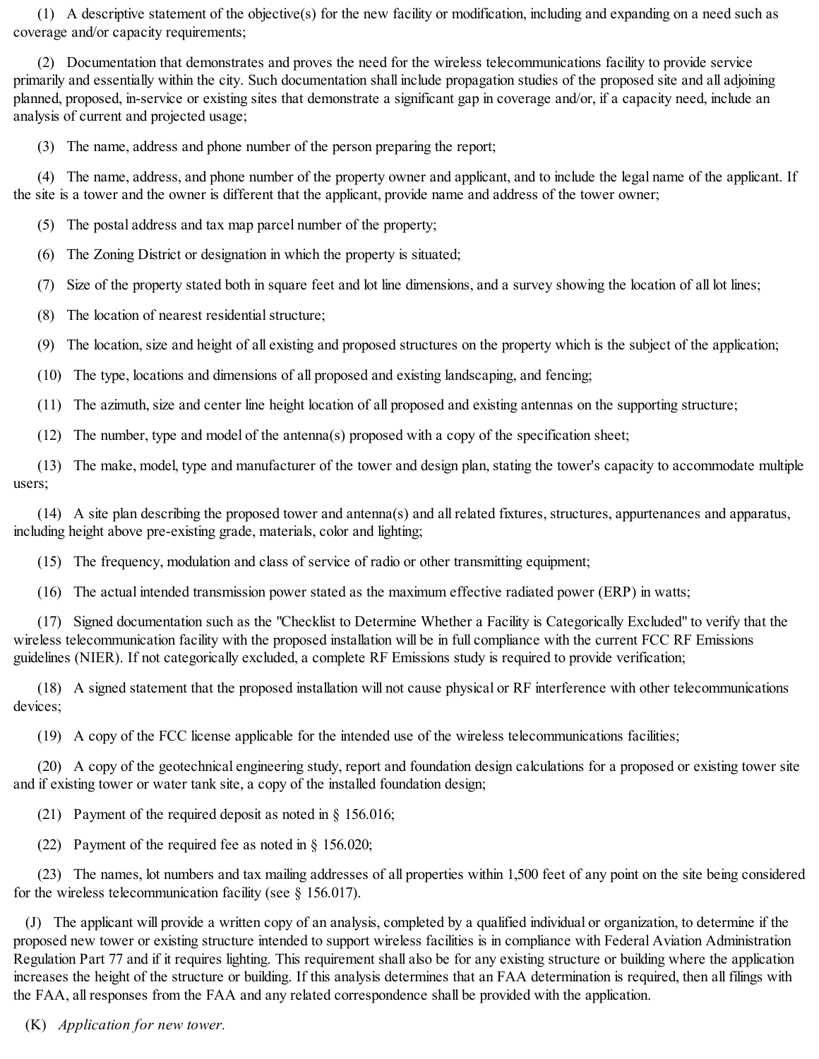(1) A descriptive statement of the objective(s) for the new facility or modification, including and expanding on a need such as coverage and/or capacity requirements;

(2) Documentation that demonstrates and proves the need for the wireless telecommunications facility to provide service primarily and essentially within the city. Such documentation shall include propagation studies of the proposed site and all adjoining planned, proposed, in-service or existing sites that demonstrate a significant gap in coverage and/or, if a capacity need, include an analysis of current and projected usage;

(3) The name, address and phone number of the person preparing the report;

(4) The name, address, and phone number of the property owner and applicant, and to include the legal name of the applicant. If the site is a tower and the owner is different that the applicant, provide name and address of the tower owner;

(5) The postal address and tax map parcel number of the property;

(6) The Zoning District or designation in which the property is situated;

(7) Size of the property stated both in square feet and lot line dimensions, and a survey showing the location of all lot lines;

(8) The location of nearest residential structure;

(9) The location, size and height of all existing and proposed structures on the property which is the subject of the application;

(10) The type, locations and dimensions of all proposed and existing landscaping, and fencing;

(11) The azimuth, size and center line height location of all proposed and existing antennas on the supporting structure;

(12) The number, type and model of the antenna(s) proposed with a copy of the specification sheet;

(13) The make, model, type and manufacturer of the tower and design plan, stating the tower's capacity to accommodate multiple users;

(14) A site plan describing the proposed tower and antenna(s) and all related fixtures, structures, appurtenances and apparatus, including height above pre-existing grade, materials, color and lighting;

(15) The frequency, modulation and class of service of radio or other transmitting equipment;

(16) The actual intended transmission power stated as the maximum effective radiated power (ERP) in watts;

(17) Signed documentation such as the "Checklist to Determine Whether a Facility is Categorically Excluded" to verify that the wireless telecommunication facility with the proposed installation will be in full compliance with the current FCC RF Emissions guidelines (NIER). If not categorically excluded, a complete RF Emissions study is required to provide verification;

(18) A signed statement that the proposed installation will not cause physical or RF interference with other telecommunications devices;

(19) A copy of the FCC license applicable for the intended use of the wireless telecommunications facilities;

(20) A copy of the geotechnical engineering study, report and foundation design calculations for a proposed or existing tower site and if existing tower or water tank site, a copy of the installed foundation design;

(21) Payment of the required deposit as noted in § 156.016;

(22) Payment of the required fee as noted in § 156.020;

(23) The names, lot numbers and tax mailing addresses of all properties within 1,500 feet of any point on the site being considered for the wireless telecommunication facility (see § 156.017).

(J) The applicant will provide a written copy of an analysis, completed by a qualified individual or organization, to determine if the proposed new tower or existing structure intended to support wireless facilities is in compliance with Federal Aviation Administration Regulation Part 77 and if it requires lighting. This requirement shall also be for any existing structure or building where the application increases the height of the structure or building. If this analysis determines that an FAA determination is required, then all filings with the FAA, all responses from the FAA and any related correspondence shall be provided with the application.

(K) *Application for new tower.*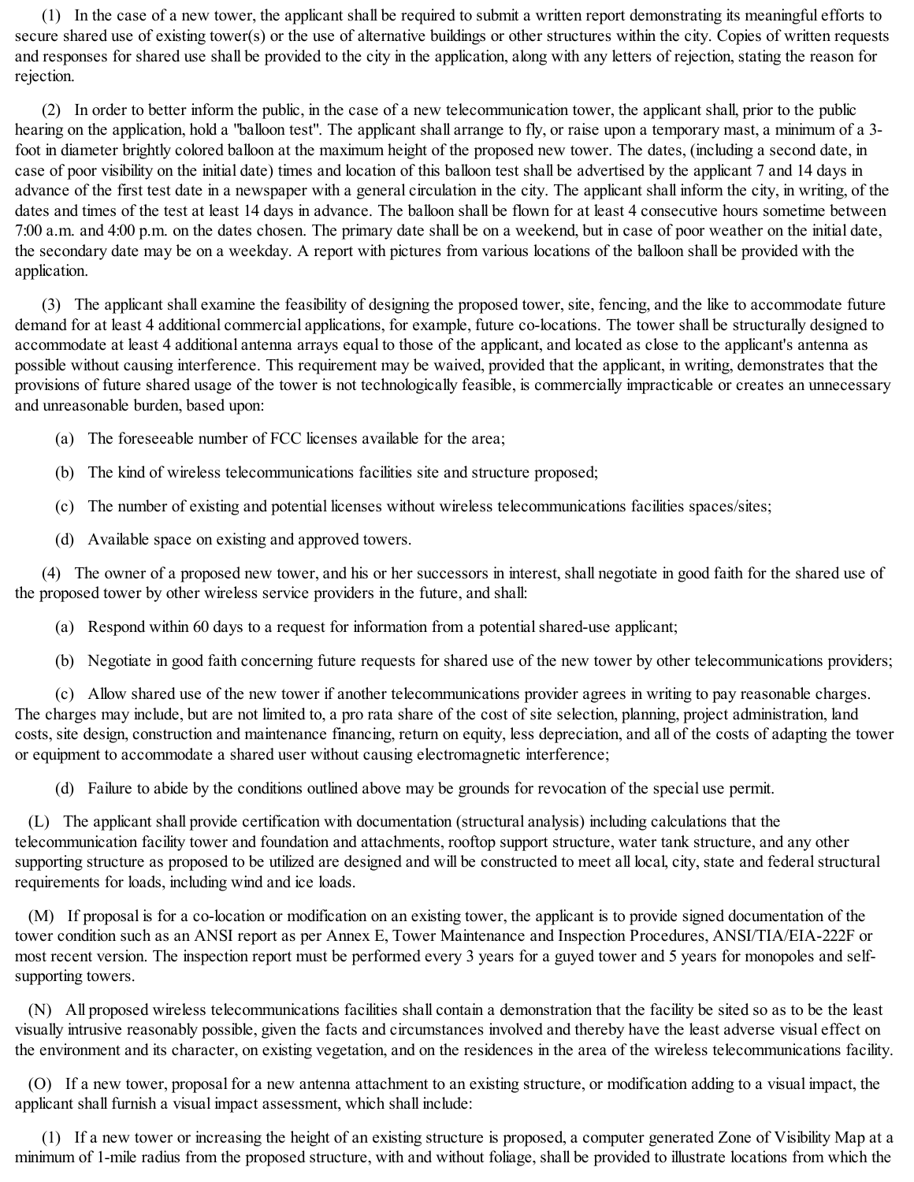(1) In the case of a new tower, the applicant shall be required to submit a written report demonstrating its meaningful efforts to secure shared use of existing tower(s) or the use of alternative buildings or other structures within the city. Copies of written requests and responses for shared use shall be provided to the city in the application, along with any letters of rejection, stating the reason for rejection.

(2) In order to better inform the public, in the case of a new telecommunication tower, the applicant shall, prior to the public hearing on the application, hold a "balloon test". The applicant shall arrange to fly, or raise upon a temporary mast, a minimum of a 3-foot in diameter brightly colored balloon at the maximum height of the proposed new tower. The dates, (including a second date, in case of poor visibility on the initial date) times and location of this balloon test shall be advertised by the applicant 7 and 14 days in advance of the first test date in a newspaper with a general circulation in the city. The applicant shall inform the city, in writing, of the dates and times of the test at least 14 days in advance. The balloon shall be flown for at least 4 consecutive hours sometime between 7:00 a.m. and 4:00 p.m. on the dates chosen. The primary date shall be on a weekend, but in case of poor weather on the initial date, the secondary date may be on a weekday. A report with pictures from various locations of the balloon shall be provided with the application.

(3) The applicant shall examine the feasibility of designing the proposed tower, site, fencing, and the like to accommodate future demand for at least 4 additional commercial applications, for example, future co-locations. The tower shall be structurally designed to accommodate at least 4 additional antenna arrays equal to those of the applicant, and located as close to the applicant's antenna as possible without causing interference. This requirement may be waived, provided that the applicant, in writing, demonstrates that the provisions of future shared usage of the tower is not technologically feasible, is commercially impracticable or creates an unnecessary and unreasonable burden, based upon:

(a) The foreseeable number of FCC licenses available for the area;

(b) The kind of wireless telecommunications facilities site and structure proposed;

(c) The number of existing and potential licenses without wireless telecommunications facilities spaces/sites;

(d) Available space on existing and approved towers.

(4) The owner of a proposed new tower, and his or her successors in interest, shall negotiate in good faith for the shared use of the proposed tower by other wireless service providers in the future, and shall:

(a) Respond within 60 days to a request for information from a potential shared-use applicant;

(b) Negotiate in good faith concerning future requests for shared use of the new tower by other telecommunications providers;

(c) Allow shared use of the new tower if another telecommunications provider agrees in writing to pay reasonable charges. The charges may include, but are not limited to, a pro rata share of the cost of site selection, planning, project administration, land costs, site design, construction and maintenance financing, return on equity, less depreciation, and all of the costs of adapting the tower or equipment to accommodate a shared user without causing electromagnetic interference;

(d) Failure to abide by the conditions outlined above may be grounds for revocation of the special use permit.

(L) The applicant shall provide certification with documentation (structural analysis) including calculations that the telecommunication facility tower and foundation and attachments, rooftop support structure, water tank structure, and any other supporting structure as proposed to be utilized are designed and will be constructed to meet all local, city, state and federal structural requirements for loads, including wind and ice loads.

(M) If proposal is for a co-location or modification on an existing tower, the applicant is to provide signed documentation of the tower condition such as an ANSI report as per Annex E, Tower Maintenance and Inspection Procedures, ANSI/TIA/EIA-222F or most recent version. The inspection report must be performed every 3 years for a guyed tower and 5 years for monopoles and self-supporting towers.

(N) All proposed wireless telecommunications facilities shall contain a demonstration that the facility be sited so as to be the least visually intrusive reasonably possible, given the facts and circumstances involved and thereby have the least adverse visual effect on the environment and its character, on existing vegetation, and on the residences in the area of the wireless telecommunications facility.

(O) If a new tower, proposal for a new antenna attachment to an existing structure, or modification adding to a visual impact, the applicant shall furnish a visual impact assessment, which shall include:

(1) If a new tower or increasing the height of an existing structure is proposed, a computer generated Zone of Visibility Map at a minimum of 1-mile radius from the proposed structure, with and without foliage, shall be provided to illustrate locations from which the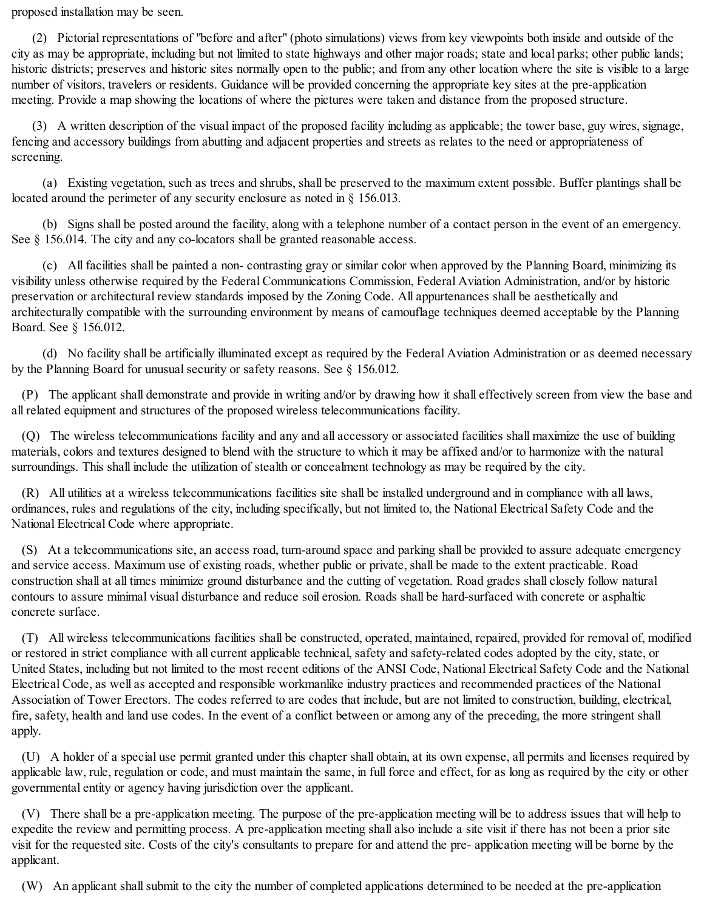proposed installation may be seen.

(2) Pictorial representations of "before and after" (photo simulations) views from key viewpoints both inside and outside of the city as may be appropriate, including but not limited to state highways and other major roads; state and local parks; other public lands; historic districts; preserves and historic sites normally open to the public; and from any other location where the site is visible to a large number of visitors, travelers or residents. Guidance will be provided concerning the appropriate key sites at the pre-application meeting. Provide a map showing the locations of where the pictures were taken and distance from the proposed structure.

(3) A written description of the visual impact of the proposed facility including as applicable; the tower base, guy wires, signage, fencing and accessory buildings from abutting and adjacent properties and streets as relates to the need or appropriateness of screening.

(a) Existing vegetation, such as trees and shrubs, shall be preserved to the maximum extent possible. Buffer plantings shall be located around the perimeter of any security enclosure as noted in § 156.013.

(b) Signs shall be posted around the facility, along with a telephone number of a contact person in the event of an emergency. See § 156.014. The city and any co-locators shall be granted reasonable access.

(c) All facilities shall be painted a non- contrasting gray or similar color when approved by the Planning Board, minimizing its visibility unless otherwise required by the Federal Communications Commission, Federal Aviation Administration, and/or by historic preservation or architectural review standards imposed by the Zoning Code. All appurtenances shall be aesthetically and architecturally compatible with the surrounding environment by means of camouflage techniques deemed acceptable by the Planning Board. See § 156.012.

(d) No facility shall be artificially illuminated except as required by the Federal Aviation Administration or as deemed necessary by the Planning Board for unusual security or safety reasons. See § 156.012.

(P) The applicant shall demonstrate and provide in writing and/or by drawing how it shall effectively screen from view the base and all related equipment and structures of the proposed wireless telecommunications facility.

(Q) The wireless telecommunications facility and any and all accessory or associated facilities shall maximize the use of building materials, colors and textures designed to blend with the structure to which it may be affixed and/or to harmonize with the natural surroundings. This shall include the utilization of stealth or concealment technology as may be required by the city.

(R) All utilities at a wireless telecommunications facilities site shall be installed underground and in compliance with all laws, ordinances, rules and regulations of the city, including specifically, but not limited to, the National Electrical Safety Code and the National Electrical Code where appropriate.

(S) At a telecommunications site, an access road, turn-around space and parking shall be provided to assure adequate emergency and service access. Maximum use of existing roads, whether public or private, shall be made to the extent practicable. Road construction shall at all times minimize ground disturbance and the cutting of vegetation. Road grades shall closely follow natural contours to assure minimal visual disturbance and reduce soil erosion. Roads shall be hard-surfaced with concrete or asphaltic concrete surface.

(T) All wireless telecommunications facilities shall be constructed, operated, maintained, repaired, provided for removal of, modified or restored in strict compliance with all current applicable technical, safety and safety-related codes adopted by the city, state, or United States, including but not limited to the most recent editions of the ANSI Code, National Electrical Safety Code and the National Electrical Code, as well as accepted and responsible workmanlike industry practices and recommended practices of the National Association of Tower Erectors. The codes referred to are codes that include, but are not limited to construction, building, electrical, fire, safety, health and land use codes. In the event of a conflict between or among any of the preceding, the more stringent shall apply.

(U) A holder of a special use permit granted under this chapter shall obtain, at its own expense, all permits and licenses required by applicable law, rule, regulation or code, and must maintain the same, in full force and effect, for as long as required by the city or other governmental entity or agency having jurisdiction over the applicant.

(V) There shall be a pre-application meeting. The purpose of the pre-application meeting will be to address issues that will help to expedite the review and permitting process. A pre-application meeting shall also include a site visit if there has not been a prior site visit for the requested site. Costs of the city's consultants to prepare for and attend the pre- application meeting will be borne by the applicant.

(W) An applicant shall submit to the city the number of completed applications determined to be needed at the pre-application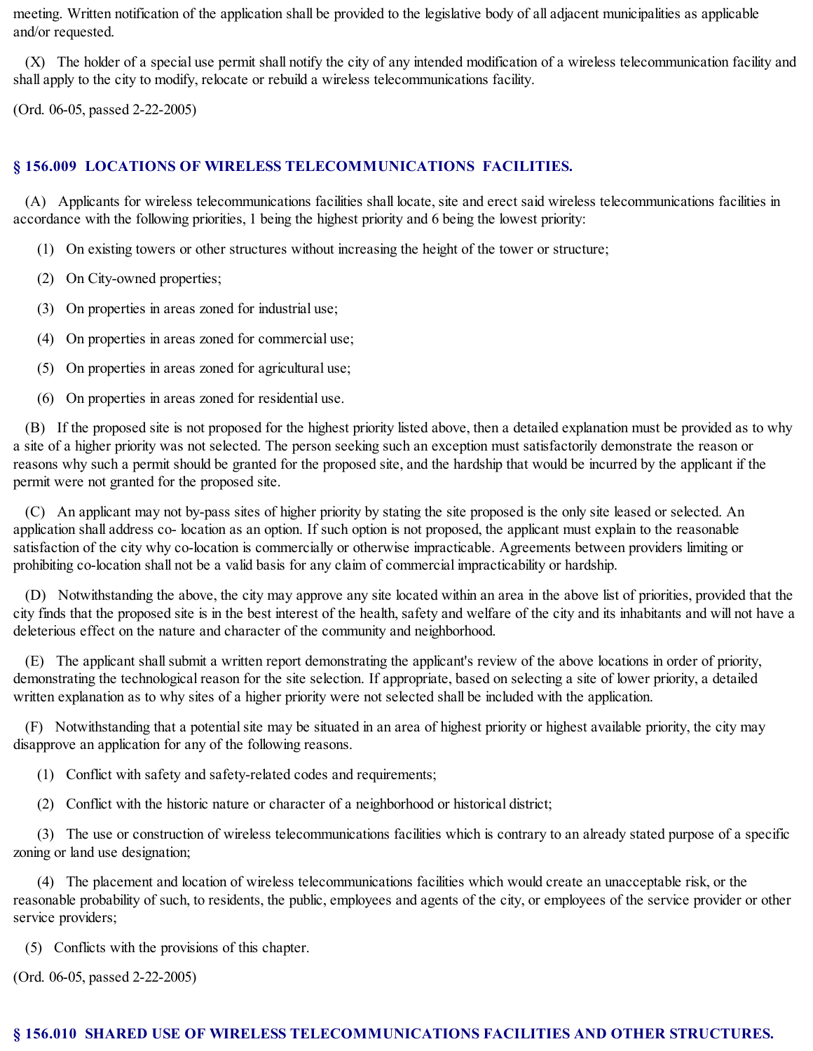meeting. Written notification of the application shall be provided to the legislative body of all adjacent municipalities as applicable and/or requested.

(X) The holder of a special use permit shall notify the city of any intended modification of a wireless telecommunication facility and shall apply to the city to modify, relocate or rebuild a wireless telecommunications facility.

(Ord. 06-05, passed 2-22-2005)

## § 156.009 LOCATIONS OF WIRELESS TELECOMMUNICATIONS FACILITIES.

(A) Applicants for wireless telecommunications facilities shall locate, site and erect said wireless telecommunications facilities in accordance with the following priorities, 1 being the highest priority and 6 being the lowest priority:

(1) On existing towers or other structures without increasing the height of the tower or structure;

(2) On City-owned properties;

(3) On properties in areas zoned for industrial use;

(4) On properties in areas zoned for commercial use;

(5) On properties in areas zoned for agricultural use;

(6) On properties in areas zoned for residential use.

(B) If the proposed site is not proposed for the highest priority listed above, then a detailed explanation must be provided as to why a site of a higher priority was not selected. The person seeking such an exception must satisfactorily demonstrate the reason or reasons why such a permit should be granted for the proposed site, and the hardship that would be incurred by the applicant if the permit were not granted for the proposed site.

(C) An applicant may not by-pass sites of higher priority by stating the site proposed is the only site leased or selected. An application shall address co- location as an option. If such option is not proposed, the applicant must explain to the reasonable satisfaction of the city why co-location is commercially or otherwise impracticable. Agreements between providers limiting or prohibiting co-location shall not be a valid basis for any claim of commercial impracticability or hardship.

(D) Notwithstanding the above, the city may approve any site located within an area in the above list of priorities, provided that the city finds that the proposed site is in the best interest of the health, safety and welfare of the city and its inhabitants and will not have a deleterious effect on the nature and character of the community and neighborhood.

(E) The applicant shall submit a written report demonstrating the applicant's review of the above locations in order of priority, demonstrating the technological reason for the site selection. If appropriate, based on selecting a site of lower priority, a detailed written explanation as to why sites of a higher priority were not selected shall be included with the application.

(F) Notwithstanding that a potential site may be situated in an area of highest priority or highest available priority, the city may disapprove an application for any of the following reasons.

(1) Conflict with safety and safety-related codes and requirements;

(2) Conflict with the historic nature or character of a neighborhood or historical district;

(3) The use or construction of wireless telecommunications facilities which is contrary to an already stated purpose of a specific zoning or land use designation;

(4) The placement and location of wireless telecommunications facilities which would create an unacceptable risk, or the reasonable probability of such, to residents, the public, employees and agents of the city, or employees of the service provider or other service providers;

(5) Conflicts with the provisions of this chapter.

(Ord. 06-05, passed 2-22-2005)

## § 156.010 SHARED USE OF WIRELESS TELECOMMUNICATIONS FACILITIES AND OTHER STRUCTURES.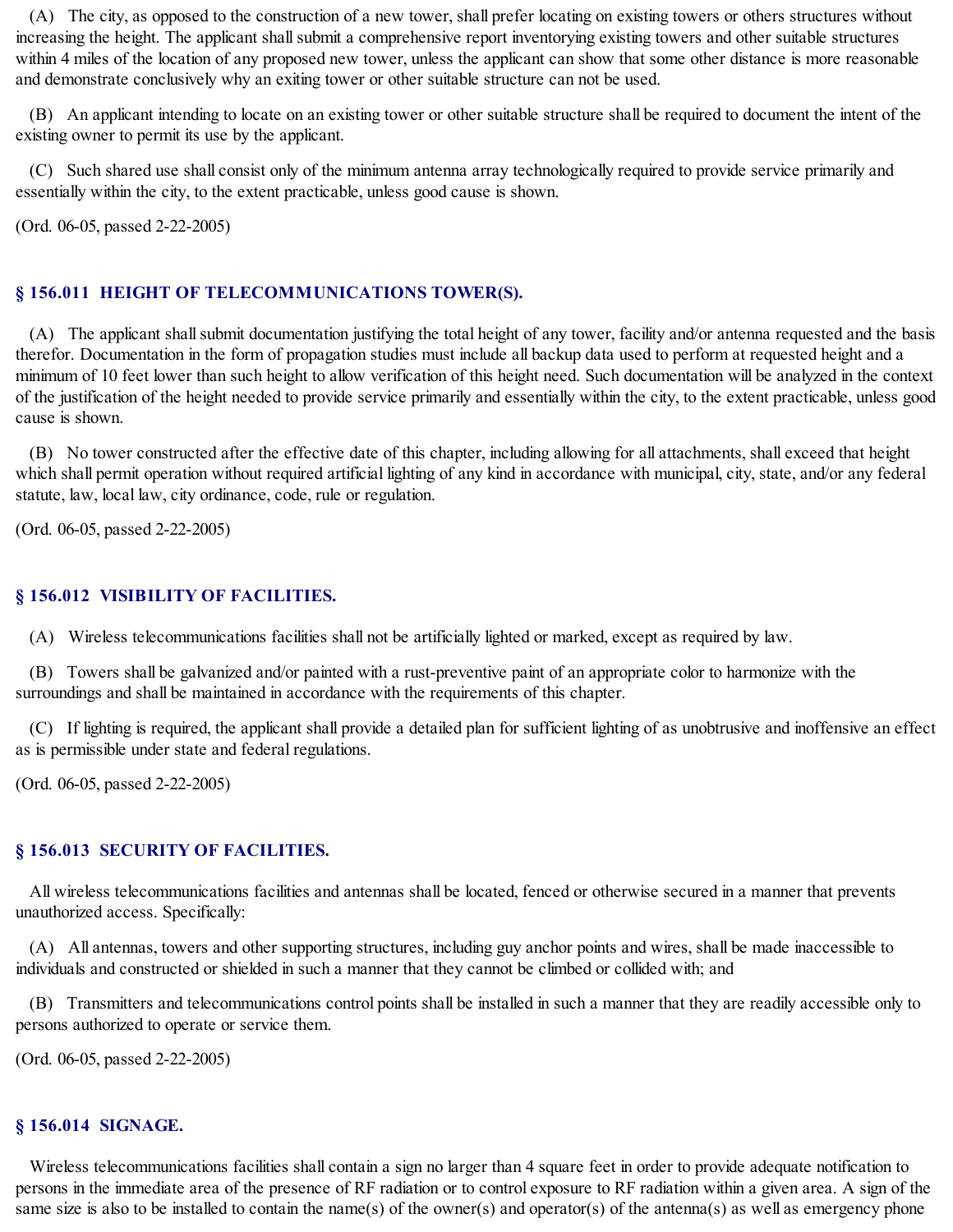(A) The city, as opposed to the construction of a new tower, shall prefer locating on existing towers or others structures without increasing the height. The applicant shall submit a comprehensive report inventorying existing towers and other suitable structures within 4 miles of the location of any proposed new tower, unless the applicant can show that some other distance is more reasonable and demonstrate conclusively why an exiting tower or other suitable structure can not be used.

(B) An applicant intending to locate on an existing tower or other suitable structure shall be required to document the intent of the existing owner to permit its use by the applicant.

(C) Such shared use shall consist only of the minimum antenna array technologically required to provide service primarily and essentially within the city, to the extent practicable, unless good cause is shown.

(Ord. 06-05, passed 2-22-2005)

## § 156.011 HEIGHT OF TELECOMMUNICATIONS TOWER(S).

(A) The applicant shall submit documentation justifying the total height of any tower, facility and/or antenna requested and the basis therefor. Documentation in the form of propagation studies must include all backup data used to perform at requested height and a minimum of 10 feet lower than such height to allow verification of this height need. Such documentation will be analyzed in the context of the justification of the height needed to provide service primarily and essentially within the city, to the extent practicable, unless good cause is shown.

(B) No tower constructed after the effective date of this chapter, including allowing for all attachments, shall exceed that height which shall permit operation without required artificial lighting of any kind in accordance with municipal, city, state, and/or any federal statute, law, local law, city ordinance, code, rule or regulation.

(Ord. 06-05, passed 2-22-2005)

## § 156.012 VISIBILITY OF FACILITIES.

(A) Wireless telecommunications facilities shall not be artificially lighted or marked, except as required by law.

(B) Towers shall be galvanized and/or painted with a rust-preventive paint of an appropriate color to harmonize with the surroundings and shall be maintained in accordance with the requirements of this chapter.

(C) If lighting is required, the applicant shall provide a detailed plan for sufficient lighting of as unobtrusive and inoffensive an effect as is permissible under state and federal regulations.

(Ord. 06-05, passed 2-22-2005)

## § 156.013 SECURITY OF FACILITIES.

All wireless telecommunications facilities and antennas shall be located, fenced or otherwise secured in a manner that prevents unauthorized access. Specifically:

(A) All antennas, towers and other supporting structures, including guy anchor points and wires, shall be made inaccessible to individuals and constructed or shielded in such a manner that they cannot be climbed or collided with; and

(B) Transmitters and telecommunications control points shall be installed in such a manner that they are readily accessible only to persons authorized to operate or service them.

(Ord. 06-05, passed 2-22-2005)

## § 156.014 SIGNAGE.

Wireless telecommunications facilities shall contain a sign no larger than 4 square feet in order to provide adequate notification to persons in the immediate area of the presence of RF radiation or to control exposure to RF radiation within a given area. A sign of the same size is also to be installed to contain the name(s) of the owner(s) and operator(s) of the antenna(s) as well as emergency phone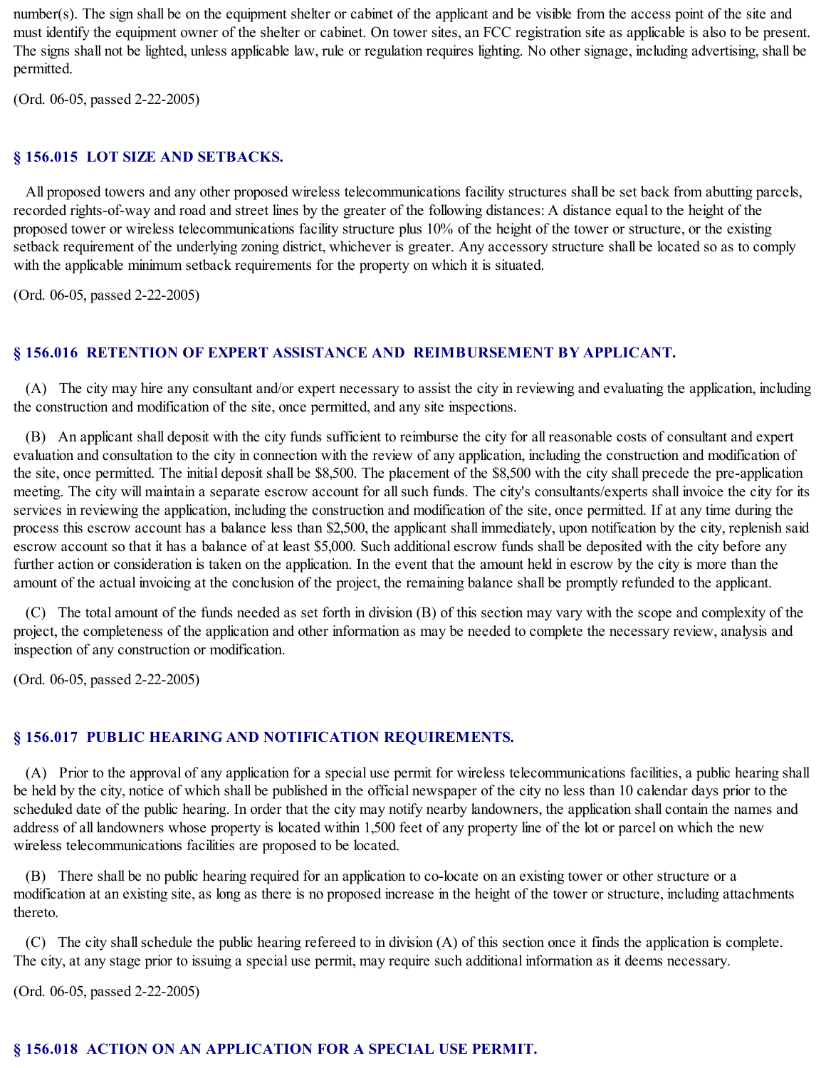number(s). The sign shall be on the equipment shelter or cabinet of the applicant and be visible from the access point of the site and must identify the equipment owner of the shelter or cabinet. On tower sites, an FCC registration site as applicable is also to be present. The signs shall not be lighted, unless applicable law, rule or regulation requires lighting. No other signage, including advertising, shall be permitted.

(Ord. 06-05, passed 2-22-2005)

### § 156.015 LOT SIZE AND SETBACKS.

All proposed towers and any other proposed wireless telecommunications facility structures shall be set back from abutting parcels, recorded rights-of-way and road and street lines by the greater of the following distances: A distance equal to the height of the proposed tower or wireless telecommunications facility structure plus 10% of the height of the tower or structure, or the existing setback requirement of the underlying zoning district, whichever is greater. Any accessory structure shall be located so as to comply with the applicable minimum setback requirements for the property on which it is situated.

(Ord. 06-05, passed 2-22-2005)

### § 156.016 RETENTION OF EXPERT ASSISTANCE AND REIMBURSEMENT BY APPLICANT.

(A) The city may hire any consultant and/or expert necessary to assist the city in reviewing and evaluating the application, including the construction and modification of the site, once permitted, and any site inspections.

(B) An applicant shall deposit with the city funds sufficient to reimburse the city for all reasonable costs of consultant and expert evaluation and consultation to the city in connection with the review of any application, including the construction and modification of the site, once permitted. The initial deposit shall be $8,500. The placement of the $8,500 with the city shall precede the pre-application meeting. The city will maintain a separate escrow account for all such funds. The city's consultants/experts shall invoice the city for its services in reviewing the application, including the construction and modification of the site, once permitted. If at any time during the process this escrow account has a balance less than $2,500, the applicant shall immediately, upon notification by the city, replenish said escrow account so that it has a balance of at least $5,000. Such additional escrow funds shall be deposited with the city before any further action or consideration is taken on the application. In the event that the amount held in escrow by the city is more than the amount of the actual invoicing at the conclusion of the project, the remaining balance shall be promptly refunded to the applicant.

(C) The total amount of the funds needed as set forth in division (B) of this section may vary with the scope and complexity of the project, the completeness of the application and other information as may be needed to complete the necessary review, analysis and inspection of any construction or modification.

(Ord. 06-05, passed 2-22-2005)

### § 156.017 PUBLIC HEARING AND NOTIFICATION REQUIREMENTS.

(A) Prior to the approval of any application for a special use permit for wireless telecommunications facilities, a public hearing shall be held by the city, notice of which shall be published in the official newspaper of the city no less than 10 calendar days prior to the scheduled date of the public hearing. In order that the city may notify nearby landowners, the application shall contain the names and address of all landowners whose property is located within 1,500 feet of any property line of the lot or parcel on which the new wireless telecommunications facilities are proposed to be located.

(B) There shall be no public hearing required for an application to co-locate on an existing tower or other structure or a modification at an existing site, as long as there is no proposed increase in the height of the tower or structure, including attachments thereto.

(C) The city shall schedule the public hearing refereed to in division (A) of this section once it finds the application is complete. The city, at any stage prior to issuing a special use permit, may require such additional information as it deems necessary.

(Ord. 06-05, passed 2-22-2005)

### § 156.018 ACTION ON AN APPLICATION FOR A SPECIAL USE PERMIT.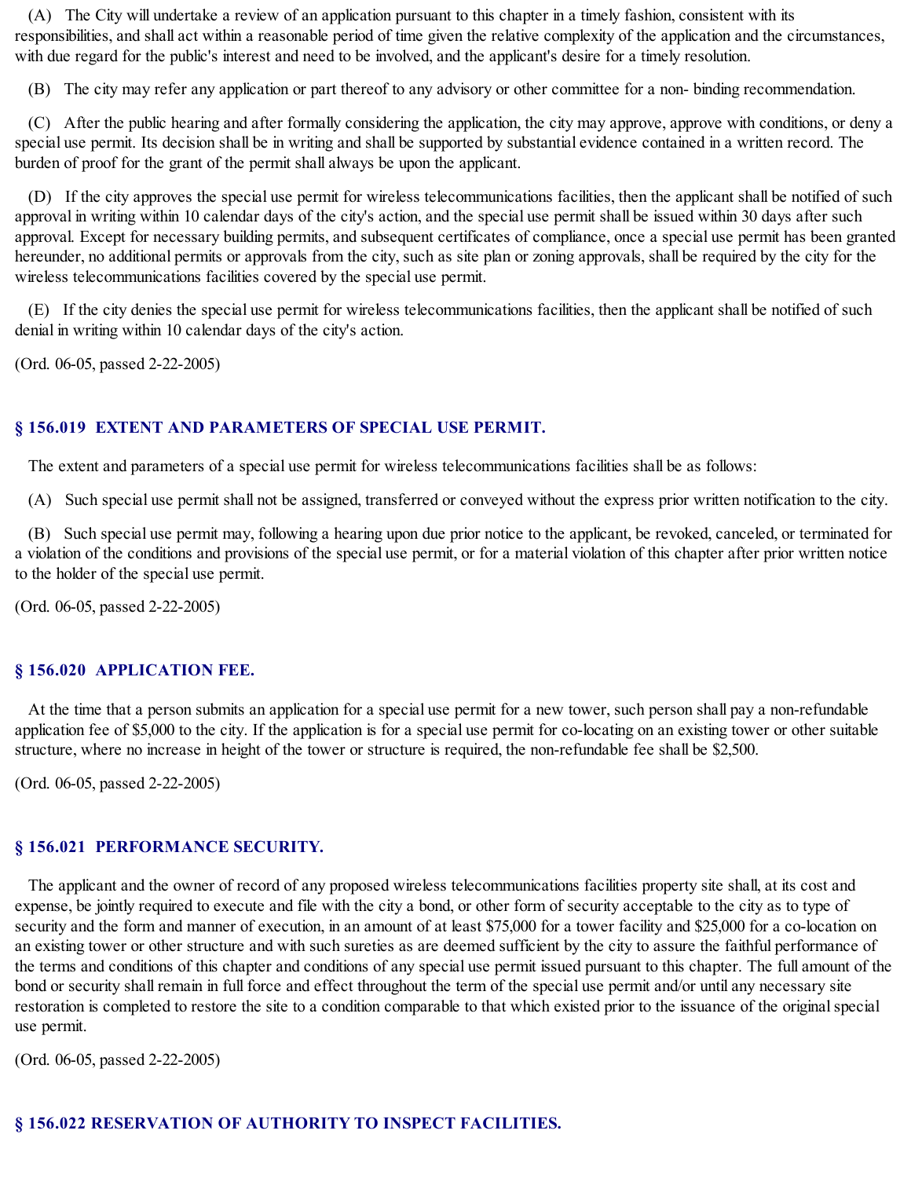(A) The City will undertake a review of an application pursuant to this chapter in a timely fashion, consistent with its responsibilities, and shall act within a reasonable period of time given the relative complexity of the application and the circumstances, with due regard for the public's interest and need to be involved, and the applicant's desire for a timely resolution.

(B) The city may refer any application or part thereof to any advisory or other committee for a non- binding recommendation.

(C) After the public hearing and after formally considering the application, the city may approve, approve with conditions, or deny a special use permit. Its decision shall be in writing and shall be supported by substantial evidence contained in a written record. The burden of proof for the grant of the permit shall always be upon the applicant.

(D) If the city approves the special use permit for wireless telecommunications facilities, then the applicant shall be notified of such approval in writing within 10 calendar days of the city's action, and the special use permit shall be issued within 30 days after such approval. Except for necessary building permits, and subsequent certificates of compliance, once a special use permit has been granted hereunder, no additional permits or approvals from the city, such as site plan or zoning approvals, shall be required by the city for the wireless telecommunications facilities covered by the special use permit.

(E) If the city denies the special use permit for wireless telecommunications facilities, then the applicant shall be notified of such denial in writing within 10 calendar days of the city's action.

(Ord. 06-05, passed 2-22-2005)

## § 156.019 EXTENT AND PARAMETERS OF SPECIAL USE PERMIT.

The extent and parameters of a special use permit for wireless telecommunications facilities shall be as follows:

(A) Such special use permit shall not be assigned, transferred or conveyed without the express prior written notification to the city.

(B) Such special use permit may, following a hearing upon due prior notice to the applicant, be revoked, canceled, or terminated for a violation of the conditions and provisions of the special use permit, or for a material violation of this chapter after prior written notice to the holder of the special use permit.

(Ord. 06-05, passed 2-22-2005)

## § 156.020 APPLICATION FEE.

At the time that a person submits an application for a special use permit for a new tower, such person shall pay a non-refundable application fee of $5,000 to the city. If the application is for a special use permit for co-locating on an existing tower or other suitable structure, where no increase in height of the tower or structure is required, the non-refundable fee shall be $2,500.

(Ord. 06-05, passed 2-22-2005)

## § 156.021 PERFORMANCE SECURITY.

The applicant and the owner of record of any proposed wireless telecommunications facilities property site shall, at its cost and expense, be jointly required to execute and file with the city a bond, or other form of security acceptable to the city as to type of security and the form and manner of execution, in an amount of at least $75,000 for a tower facility and $25,000 for a co-location on an existing tower or other structure and with such sureties as are deemed sufficient by the city to assure the faithful performance of the terms and conditions of this chapter and conditions of any special use permit issued pursuant to this chapter. The full amount of the bond or security shall remain in full force and effect throughout the term of the special use permit and/or until any necessary site restoration is completed to restore the site to a condition comparable to that which existed prior to the issuance of the original special use permit.

(Ord. 06-05, passed 2-22-2005)

## § 156.022 RESERVATION OF AUTHORITY TO INSPECT FACILITIES.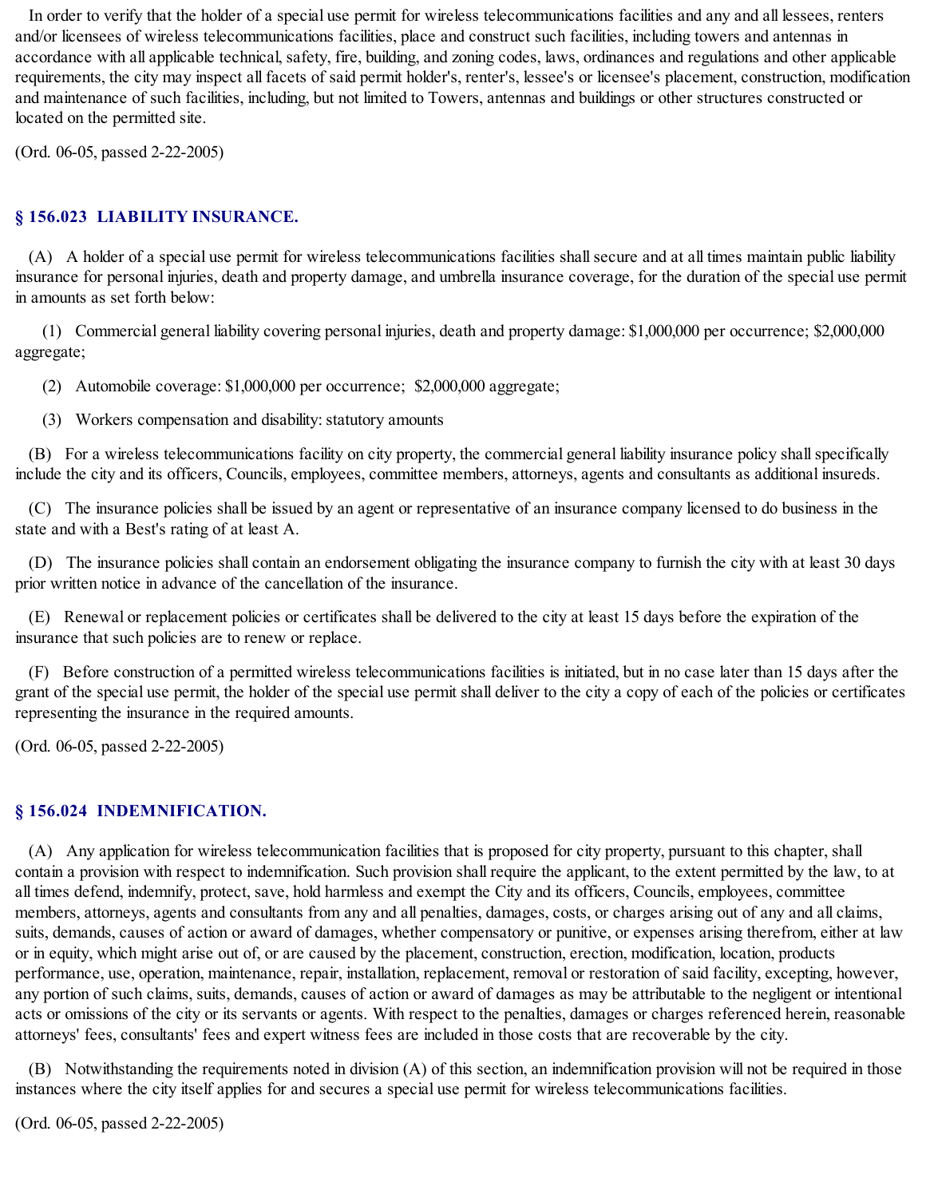In order to verify that the holder of a special use permit for wireless telecommunications facilities and any and all lessees, renters and/or licensees of wireless telecommunications facilities, place and construct such facilities, including towers and antennas in accordance with all applicable technical, safety, fire, building, and zoning codes, laws, ordinances and regulations and other applicable requirements, the city may inspect all facets of said permit holder's, renter's, lessee's or licensee's placement, construction, modification and maintenance of such facilities, including, but not limited to Towers, antennas and buildings or other structures constructed or located on the permitted site.

(Ord. 06-05, passed 2-22-2005)

### § 156.023 LIABILITY INSURANCE.

(A) A holder of a special use permit for wireless telecommunications facilities shall secure and at all times maintain public liability insurance for personal injuries, death and property damage, and umbrella insurance coverage, for the duration of the special use permit in amounts as set forth below:

(1) Commercial general liability covering personal injuries, death and property damage: $1,000,000 per occurrence; $2,000,000 aggregate;

(2) Automobile coverage: $1,000,000 per occurrence; $2,000,000 aggregate;

(3) Workers compensation and disability: statutory amounts

(B) For a wireless telecommunications facility on city property, the commercial general liability insurance policy shall specifically include the city and its officers, Councils, employees, committee members, attorneys, agents and consultants as additional insureds.

(C) The insurance policies shall be issued by an agent or representative of an insurance company licensed to do business in the state and with a Best's rating of at least A.

(D) The insurance policies shall contain an endorsement obligating the insurance company to furnish the city with at least 30 days prior written notice in advance of the cancellation of the insurance.

(E) Renewal or replacement policies or certificates shall be delivered to the city at least 15 days before the expiration of the insurance that such policies are to renew or replace.

(F) Before construction of a permitted wireless telecommunications facilities is initiated, but in no case later than 15 days after the grant of the special use permit, the holder of the special use permit shall deliver to the city a copy of each of the policies or certificates representing the insurance in the required amounts.

(Ord. 06-05, passed 2-22-2005)

### § 156.024 INDEMNIFICATION.

(A) Any application for wireless telecommunication facilities that is proposed for city property, pursuant to this chapter, shall contain a provision with respect to indemnification. Such provision shall require the applicant, to the extent permitted by the law, to at all times defend, indemnify, protect, save, hold harmless and exempt the City and its officers, Councils, employees, committee members, attorneys, agents and consultants from any and all penalties, damages, costs, or charges arising out of any and all claims, suits, demands, causes of action or award of damages, whether compensatory or punitive, or expenses arising therefrom, either at law or in equity, which might arise out of, or are caused by the placement, construction, erection, modification, location, products performance, use, operation, maintenance, repair, installation, replacement, removal or restoration of said facility, excepting, however, any portion of such claims, suits, demands, causes of action or award of damages as may be attributable to the negligent or intentional acts or omissions of the city or its servants or agents. With respect to the penalties, damages or charges referenced herein, reasonable attorneys' fees, consultants' fees and expert witness fees are included in those costs that are recoverable by the city.

(B) Notwithstanding the requirements noted in division (A) of this section, an indemnification provision will not be required in those instances where the city itself applies for and secures a special use permit for wireless telecommunications facilities.

(Ord. 06-05, passed 2-22-2005)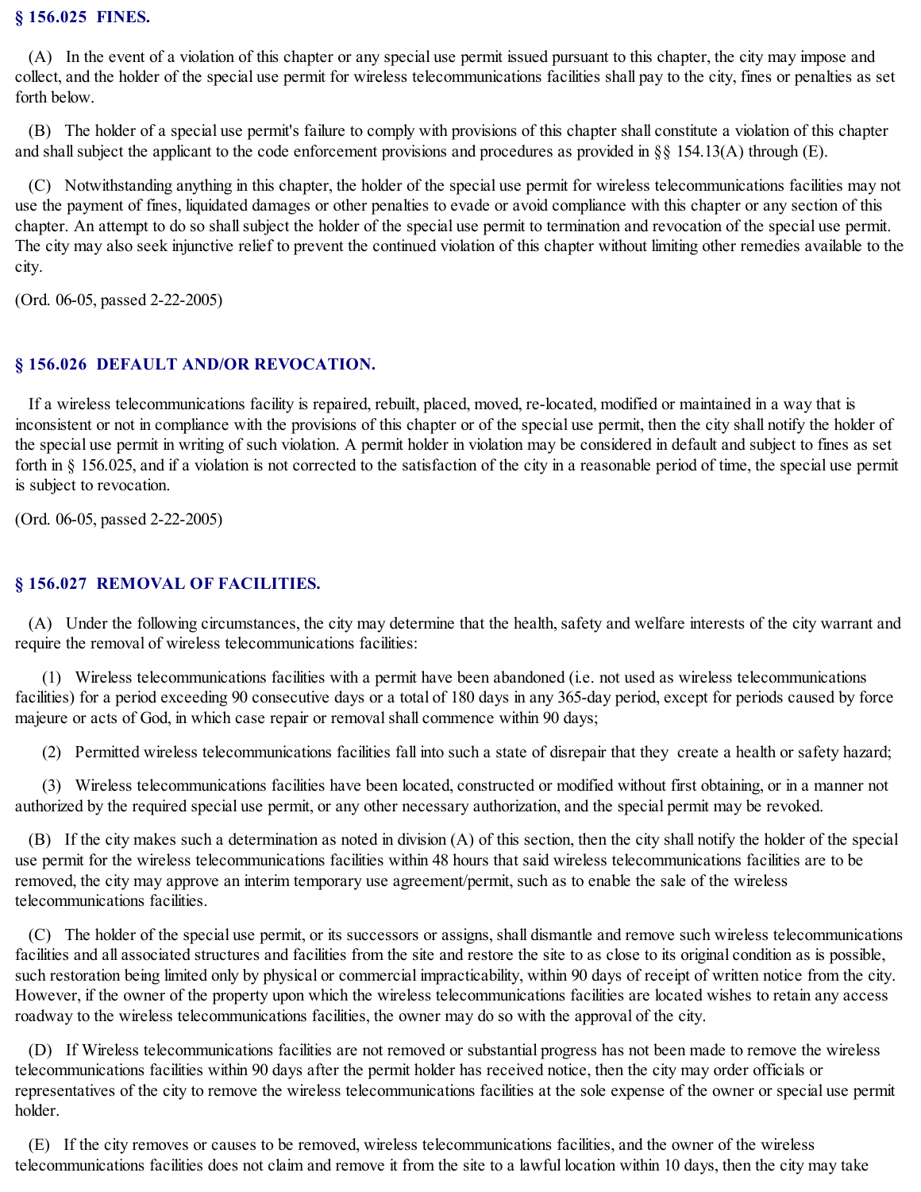## § 156.025 FINES.

(A) In the event of a violation of this chapter or any special use permit issued pursuant to this chapter, the city may impose and collect, and the holder of the special use permit for wireless telecommunications facilities shall pay to the city, fines or penalties as set forth below.

(B) The holder of a special use permit's failure to comply with provisions of this chapter shall constitute a violation of this chapter and shall subject the applicant to the code enforcement provisions and procedures as provided in §§ 154.13(A) through (E).

(C) Notwithstanding anything in this chapter, the holder of the special use permit for wireless telecommunications facilities may not use the payment of fines, liquidated damages or other penalties to evade or avoid compliance with this chapter or any section of this chapter. An attempt to do so shall subject the holder of the special use permit to termination and revocation of the special use permit. The city may also seek injunctive relief to prevent the continued violation of this chapter without limiting other remedies available to the city.

(Ord. 06-05, passed 2-22-2005)

## § 156.026 DEFAULT AND/OR REVOCATION.

If a wireless telecommunications facility is repaired, rebuilt, placed, moved, re-located, modified or maintained in a way that is inconsistent or not in compliance with the provisions of this chapter or of the special use permit, then the city shall notify the holder of the special use permit in writing of such violation. A permit holder in violation may be considered in default and subject to fines as set forth in § 156.025, and if a violation is not corrected to the satisfaction of the city in a reasonable period of time, the special use permit is subject to revocation.

(Ord. 06-05, passed 2-22-2005)

## § 156.027 REMOVAL OF FACILITIES.

(A) Under the following circumstances, the city may determine that the health, safety and welfare interests of the city warrant and require the removal of wireless telecommunications facilities:

(1) Wireless telecommunications facilities with a permit have been abandoned (i.e. not used as wireless telecommunications facilities) for a period exceeding 90 consecutive days or a total of 180 days in any 365-day period, except for periods caused by force majeure or acts of God, in which case repair or removal shall commence within 90 days;

(2) Permitted wireless telecommunications facilities fall into such a state of disrepair that they create a health or safety hazard;

(3) Wireless telecommunications facilities have been located, constructed or modified without first obtaining, or in a manner not authorized by the required special use permit, or any other necessary authorization, and the special permit may be revoked.

(B) If the city makes such a determination as noted in division (A) of this section, then the city shall notify the holder of the special use permit for the wireless telecommunications facilities within 48 hours that said wireless telecommunications facilities are to be removed, the city may approve an interim temporary use agreement/permit, such as to enable the sale of the wireless telecommunications facilities.

(C) The holder of the special use permit, or its successors or assigns, shall dismantle and remove such wireless telecommunications facilities and all associated structures and facilities from the site and restore the site to as close to its original condition as is possible, such restoration being limited only by physical or commercial impracticability, within 90 days of receipt of written notice from the city. However, if the owner of the property upon which the wireless telecommunications facilities are located wishes to retain any access roadway to the wireless telecommunications facilities, the owner may do so with the approval of the city.

(D) If Wireless telecommunications facilities are not removed or substantial progress has not been made to remove the wireless telecommunications facilities within 90 days after the permit holder has received notice, then the city may order officials or representatives of the city to remove the wireless telecommunications facilities at the sole expense of the owner or special use permit holder.

(E) If the city removes or causes to be removed, wireless telecommunications facilities, and the owner of the wireless telecommunications facilities does not claim and remove it from the site to a lawful location within 10 days, then the city may take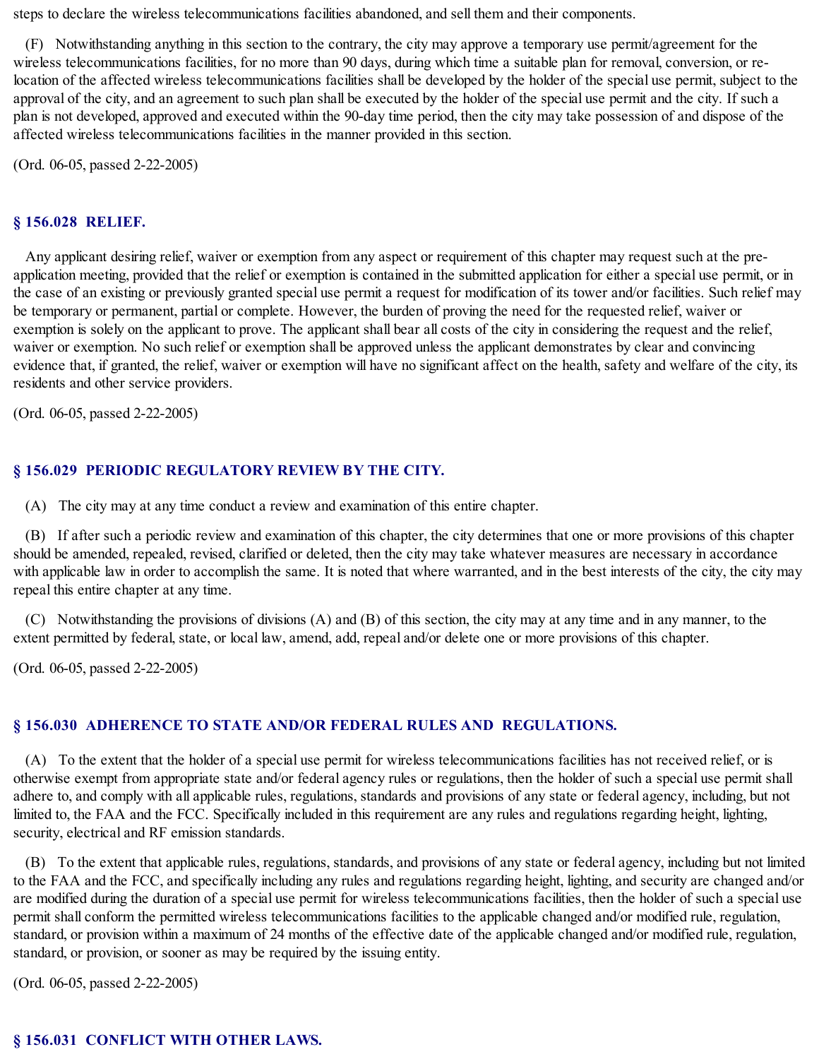steps to declare the wireless telecommunications facilities abandoned, and sell them and their components.

(F) Notwithstanding anything in this section to the contrary, the city may approve a temporary use permit/agreement for the wireless telecommunications facilities, for no more than 90 days, during which time a suitable plan for removal, conversion, or re-location of the affected wireless telecommunications facilities shall be developed by the holder of the special use permit, subject to the approval of the city, and an agreement to such plan shall be executed by the holder of the special use permit and the city. If such a plan is not developed, approved and executed within the 90-day time period, then the city may take possession of and dispose of the affected wireless telecommunications facilities in the manner provided in this section.

(Ord. 06-05, passed 2-22-2005)

## § 156.028 RELIEF.

Any applicant desiring relief, waiver or exemption from any aspect or requirement of this chapter may request such at the pre-application meeting, provided that the relief or exemption is contained in the submitted application for either a special use permit, or in the case of an existing or previously granted special use permit a request for modification of its tower and/or facilities. Such relief may be temporary or permanent, partial or complete. However, the burden of proving the need for the requested relief, waiver or exemption is solely on the applicant to prove. The applicant shall bear all costs of the city in considering the request and the relief, waiver or exemption. No such relief or exemption shall be approved unless the applicant demonstrates by clear and convincing evidence that, if granted, the relief, waiver or exemption will have no significant affect on the health, safety and welfare of the city, its residents and other service providers.

(Ord. 06-05, passed 2-22-2005)

## § 156.029 PERIODIC REGULATORY REVIEW BY THE CITY.

(A) The city may at any time conduct a review and examination of this entire chapter.

(B) If after such a periodic review and examination of this chapter, the city determines that one or more provisions of this chapter should be amended, repealed, revised, clarified or deleted, then the city may take whatever measures are necessary in accordance with applicable law in order to accomplish the same. It is noted that where warranted, and in the best interests of the city, the city may repeal this entire chapter at any time.

(C) Notwithstanding the provisions of divisions (A) and (B) of this section, the city may at any time and in any manner, to the extent permitted by federal, state, or local law, amend, add, repeal and/or delete one or more provisions of this chapter.

(Ord. 06-05, passed 2-22-2005)

## § 156.030 ADHERENCE TO STATE AND/OR FEDERAL RULES AND REGULATIONS.

(A) To the extent that the holder of a special use permit for wireless telecommunications facilities has not received relief, or is otherwise exempt from appropriate state and/or federal agency rules or regulations, then the holder of such a special use permit shall adhere to, and comply with all applicable rules, regulations, standards and provisions of any state or federal agency, including, but not limited to, the FAA and the FCC. Specifically included in this requirement are any rules and regulations regarding height, lighting, security, electrical and RF emission standards.

(B) To the extent that applicable rules, regulations, standards, and provisions of any state or federal agency, including but not limited to the FAA and the FCC, and specifically including any rules and regulations regarding height, lighting, and security are changed and/or are modified during the duration of a special use permit for wireless telecommunications facilities, then the holder of such a special use permit shall conform the permitted wireless telecommunications facilities to the applicable changed and/or modified rule, regulation, standard, or provision within a maximum of 24 months of the effective date of the applicable changed and/or modified rule, regulation, standard, or provision, or sooner as may be required by the issuing entity.

(Ord. 06-05, passed 2-22-2005)

## § 156.031 CONFLICT WITH OTHER LAWS.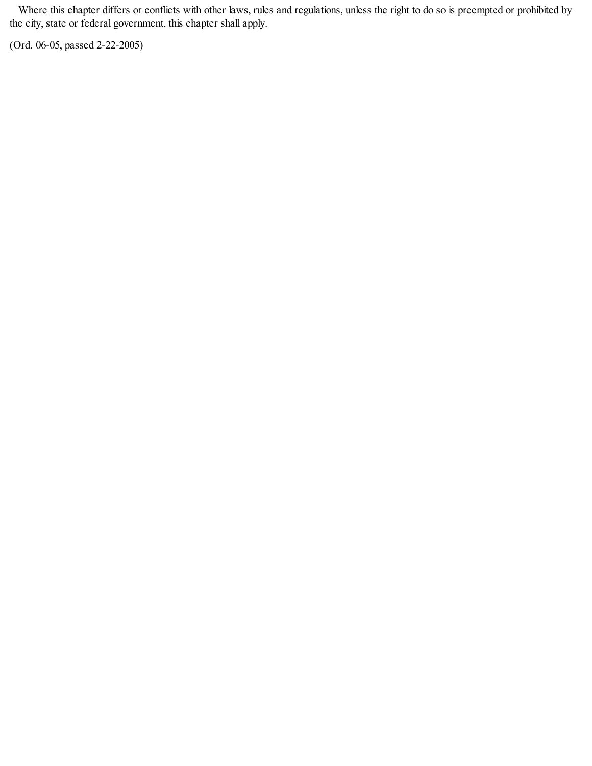Where this chapter differs or conflicts with other laws, rules and regulations, unless the right to do so is preempted or prohibited by the city, state or federal government, this chapter shall apply.

(Ord. 06-05, passed 2-22-2005)